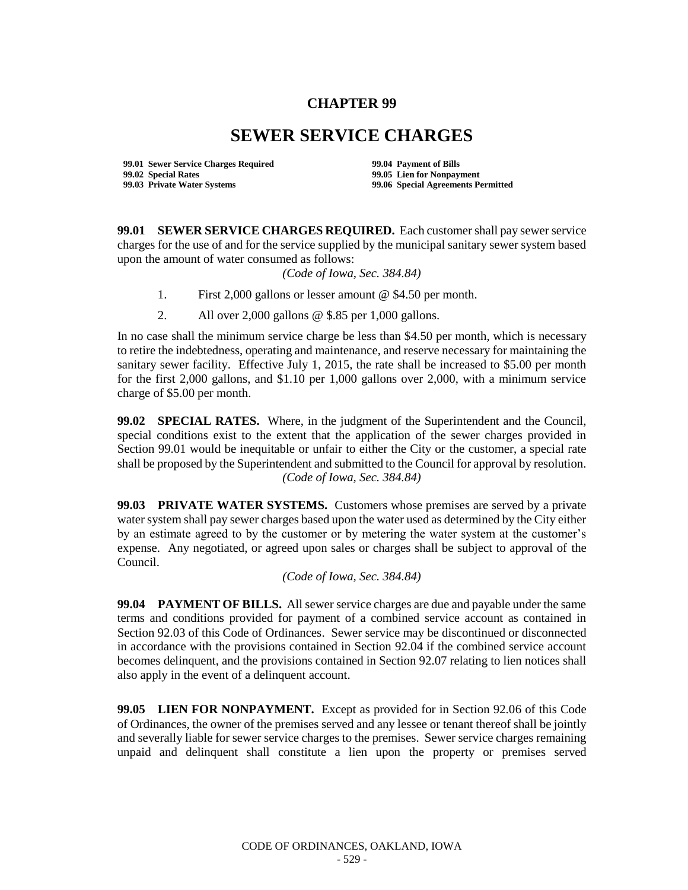# CHAPTER 99

# SEWER SERVICE CHARGES

**99.01 Sewer Service Charges Required**
**99.02 Special Rates**
**99.03 Private Water Systems**
**99.04 Payment of Bills**
**99.05 Lien for Nonpayment**
**99.06 Special Agreements Permitted**

**99.01 SEWER SERVICE CHARGES REQUIRED.** Each customer shall pay sewer service charges for the use of and for the service supplied by the municipal sanitary sewer system based upon the amount of water consumed as follows:

*(Code of Iowa, Sec. 384.84)*

1. First 2,000 gallons or lesser amount @ $4.50 per month.
2. All over 2,000 gallons @ $.85 per 1,000 gallons.

In no case shall the minimum service charge be less than $4.50 per month, which is necessary to retire the indebtedness, operating and maintenance, and reserve necessary for maintaining the sanitary sewer facility. Effective July 1, 2015, the rate shall be increased to $5.00 per month for the first 2,000 gallons, and $1.10 per 1,000 gallons over 2,000, with a minimum service charge of $5.00 per month.

**99.02 SPECIAL RATES.** Where, in the judgment of the Superintendent and the Council, special conditions exist to the extent that the application of the sewer charges provided in Section 99.01 would be inequitable or unfair to either the City or the customer, a special rate shall be proposed by the Superintendent and submitted to the Council for approval by resolution.

*(Code of Iowa, Sec. 384.84)*

**99.03 PRIVATE WATER SYSTEMS.** Customers whose premises are served by a private water system shall pay sewer charges based upon the water used as determined by the City either by an estimate agreed to by the customer or by metering the water system at the customer's expense. Any negotiated, or agreed upon sales or charges shall be subject to approval of the Council.

*(Code of Iowa, Sec. 384.84)*

**99.04 PAYMENT OF BILLS.** All sewer service charges are due and payable under the same terms and conditions provided for payment of a combined service account as contained in Section 92.03 of this Code of Ordinances. Sewer service may be discontinued or disconnected in accordance with the provisions contained in Section 92.04 if the combined service account becomes delinquent, and the provisions contained in Section 92.07 relating to lien notices shall also apply in the event of a delinquent account.

**99.05 LIEN FOR NONPAYMENT.** Except as provided for in Section 92.06 of this Code of Ordinances, the owner of the premises served and any lessee or tenant thereof shall be jointly and severally liable for sewer service charges to the premises. Sewer service charges remaining unpaid and delinquent shall constitute a lien upon the property or premises served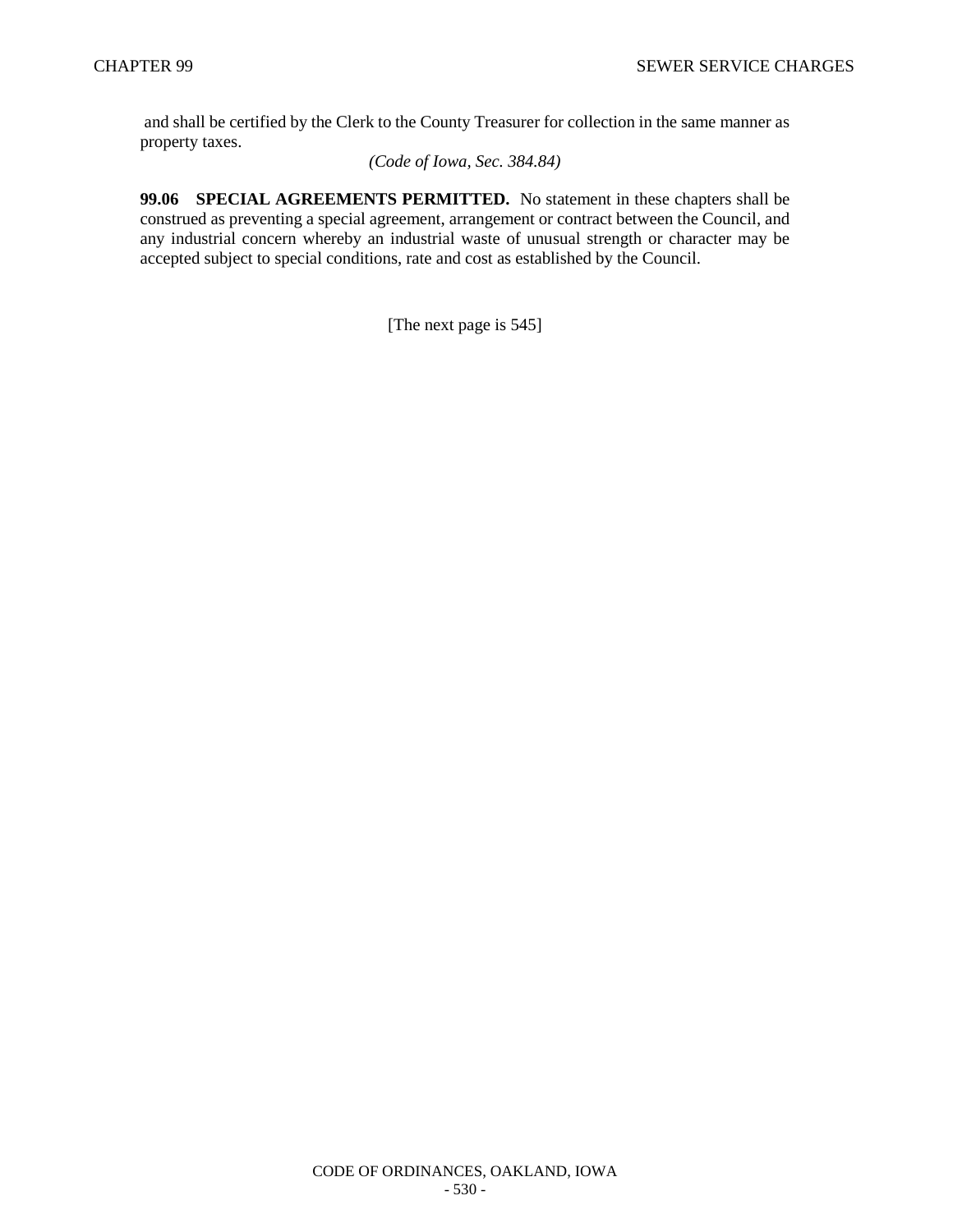and shall be certified by the Clerk to the County Treasurer for collection in the same manner as property taxes.

*(Code of Iowa, Sec. 384.84)*

**99.06 SPECIAL AGREEMENTS PERMITTED.** No statement in these chapters shall be construed as preventing a special agreement, arrangement or contract between the Council, and any industrial concern whereby an industrial waste of unusual strength or character may be accepted subject to special conditions, rate and cost as established by the Council.

[The next page is 545]